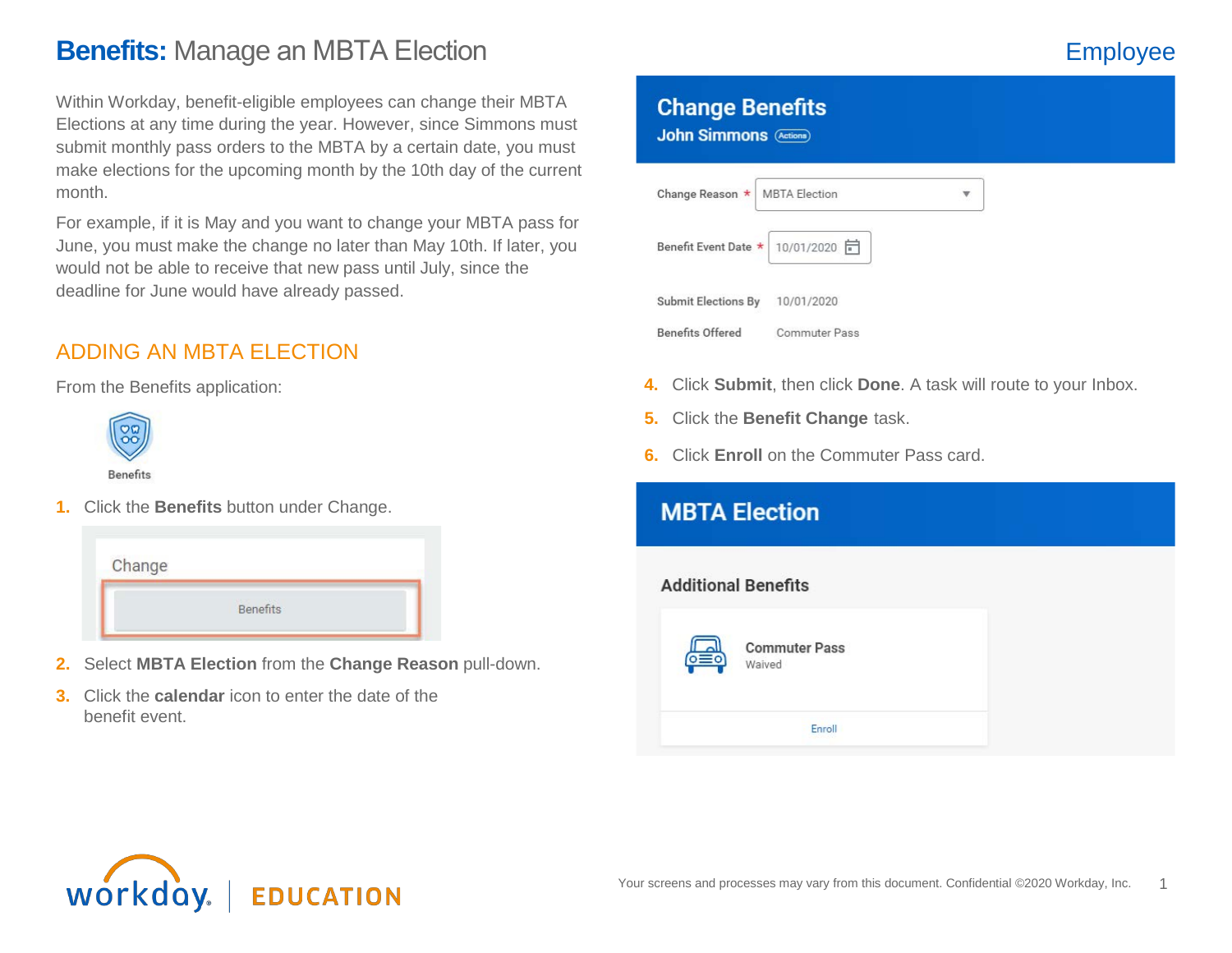# **Benefits:** Manage an MBTA Election

Employee

Within Workday, benefit-eligible employees can change their MBTA Elections at any time during the year. However, since Simmons must submit monthly pass orders to the MBTA by a certain date, you must make elections for the upcoming month by the 10th day of the current month.

For example, if it is May and you want to change your MBTA pass for June, you must make the change no later than May 10th. If later, you would not be able to receive that new pass until July, since the deadline for June would have already passed.

## ADDING AN MBTA ELECTION

From the Benefits application:

Benefits

1. Click the **Benefits** button under Change.

Change

Benefits

2. Select **MBTA Election** from the **Change Reason** pull-down.
3. Click the **calendar** icon to enter the date of the benefit event.

**Change Benefits**
John Simmons

Change Reason * MBTA Election

Benefit Event Date * 10/01/2020

Submit Elections By 10/01/2020

Benefits Offered Commuter Pass

4. Click **Submit**, then click **Done**. A task will route to your Inbox.
5. Click the **Benefit Change** task.
6. Click **Enroll** on the Commuter Pass card.

**MBTA Election**

Additional Benefits

Commuter Pass
Waived

Enroll

Your screens and processes may vary from this document. Confidential ©2020 Workday, Inc.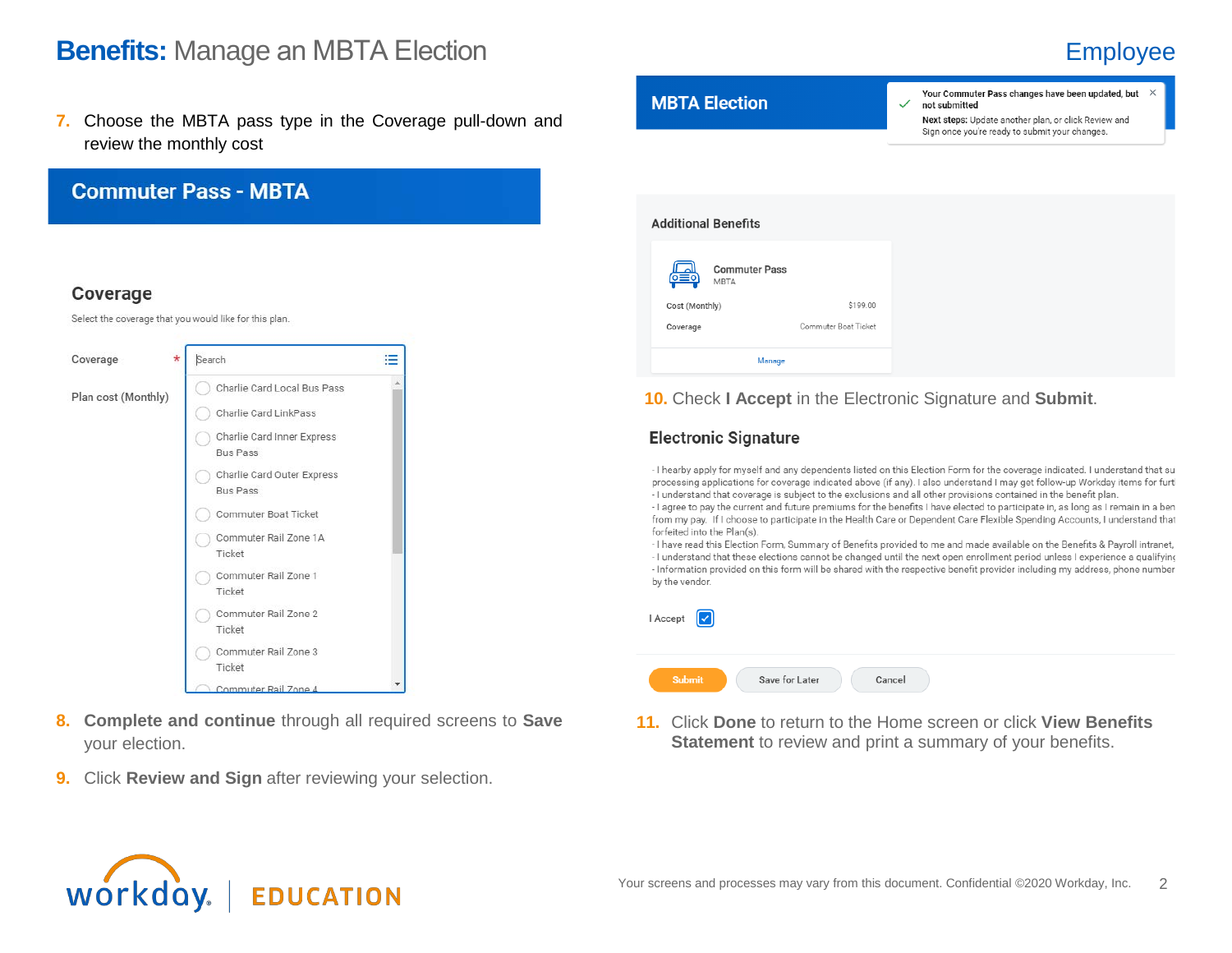# Benefits: Manage an MBTA Election

Employee

7. Choose the MBTA pass type in the Coverage pull-down and review the monthly cost

## Commuter Pass - MBTA

### Coverage

Select the coverage that you would like for this plan.

Coverage *

Plan cost (Monthly)

Search

- Charlie Card Local Bus Pass
- Charlie Card LinkPass
- Charlie Card Inner Express Bus Pass
- Charlie Card Outer Express Bus Pass
- Commuter Boat Ticket
- Commuter Rail Zone 1A Ticket
- Commuter Rail Zone 1 Ticket
- Commuter Rail Zone 2 Ticket
- Commuter Rail Zone 3 Ticket
- Commuter Rail Zone 4

8. **Complete and continue** through all required screens to **Save** your election.

9. Click **Review and Sign** after reviewing your selection.

## MBTA Election

Your Commuter Pass changes have been updated, but not submitted

Next steps: Update another plan, or click Review and Sign once you're ready to submit your changes.

### Additional Benefits

Commuter Pass
MBTA

| | |
|---|---|
| Cost (Monthly) | $199.00 |
| Coverage | Commuter Boat Ticket |

Manage

10. Check **I Accept** in the Electronic Signature and **Submit**.

### Electronic Signature

- I hearby apply for myself and any dependents listed on this Election Form for the coverage indicated. I understand that su processing applications for coverage indicated above (if any). I also understand I may get follow-up Workday items for furt
- I understand that coverage is subject to the exclusions and all other provisions contained in the benefit plan.
- I agree to pay the current and future premiums for the benefits I have elected to participate in, as long as I remain in a ben from my pay. If I choose to participate in the Health Care or Dependent Care Flexible Spending Accounts, I understand that forfeited into the Plan(s).
- I have read this Election Form, Summary of Benefits provided to me and made available on the Benefits & Payroll intranet,
- I understand that these elections cannot be changed until the next open enrollment period unless I experience a qualifying
- Information provided on this form will be shared with the respective benefit provider including my address, phone number by the vendor.

I Accept ☑

Submit | Save for Later | Cancel

11. Click **Done** to return to the Home screen or click **View Benefits Statement** to review and print a summary of your benefits.

workday. | EDUCATION

Your screens and processes may vary from this document. Confidential ©2020 Workday, Inc.